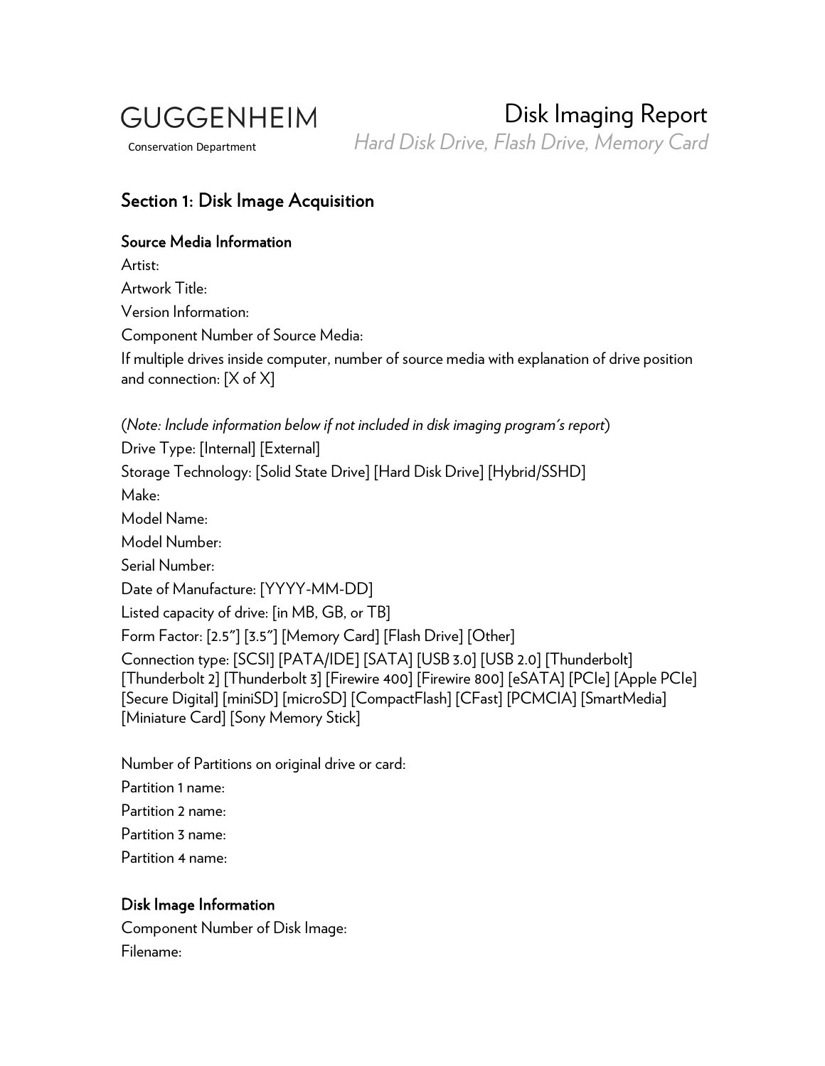GUGGENHEIM

Conservation Department

# Disk Imaging Report

*Hard Disk Drive, Flash Drive, Memory Card*

## Section 1: Disk Image Acquisition

### Source Media Information

Artist:

Artwork Title:

Version Information:

Component Number of Source Media:

If multiple drives inside computer, number of source media with explanation of drive position and connection: [X of X]

(*Note: Include information below if not included in disk imaging program's report*)

Drive Type: [Internal] [External]

Storage Technology: [Solid State Drive] [Hard Disk Drive] [Hybrid/SSHD]

Make:

Model Name:

Model Number:

Serial Number:

Date of Manufacture: [YYYY-MM-DD]

Listed capacity of drive: [in MB, GB, or TB]

Form Factor: [2.5"] [3.5"] [Memory Card] [Flash Drive] [Other]

Connection type: [SCSI] [PATA/IDE] [SATA] [USB 3.0] [USB 2.0] [Thunderbolt] [Thunderbolt 2] [Thunderbolt 3] [Firewire 400] [Firewire 800] [eSATA] [PCIe] [Apple PCIe] [Secure Digital] [miniSD] [microSD] [CompactFlash] [CFast] [PCMCIA] [SmartMedia] [Miniature Card] [Sony Memory Stick]

Number of Partitions on original drive or card:

Partition 1 name:

Partition 2 name:

Partition 3 name:

Partition 4 name:

### Disk Image Information

Component Number of Disk Image:

Filename: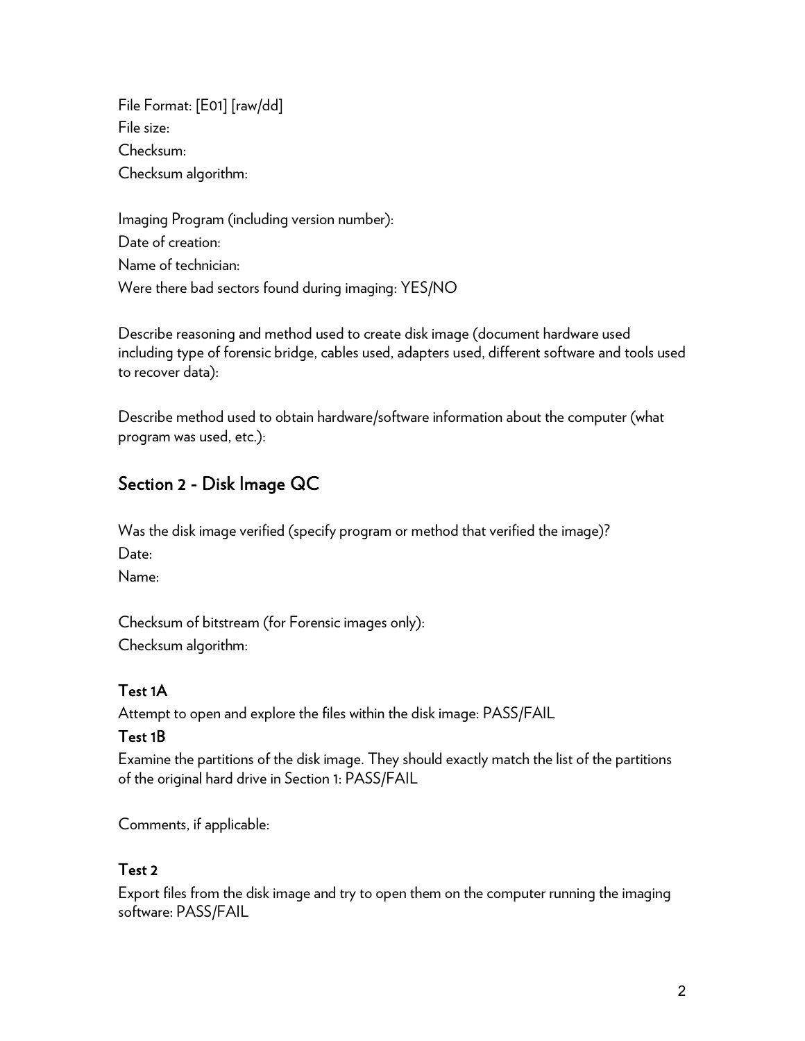File Format: [E01] [raw/dd]  
File size:  
Checksum:  
Checksum algorithm:

Imaging Program (including version number):  
Date of creation:  
Name of technician:  
Were there bad sectors found during imaging: YES/NO

Describe reasoning and method used to create disk image (document hardware used including type of forensic bridge, cables used, adapters used, different software and tools used to recover data):

Describe method used to obtain hardware/software information about the computer (what program was used, etc.):

## Section 2 - Disk Image QC

Was the disk image verified (specify program or method that verified the image)?  
Date:  
Name:

Checksum of bitstream (for Forensic images only):  
Checksum algorithm:

### Test 1A

Attempt to open and explore the files within the disk image: PASS/FAIL

### Test 1B

Examine the partitions of the disk image. They should exactly match the list of the partitions of the original hard drive in Section 1: PASS/FAIL

Comments, if applicable:

### Test 2

Export files from the disk image and try to open them on the computer running the imaging software: PASS/FAIL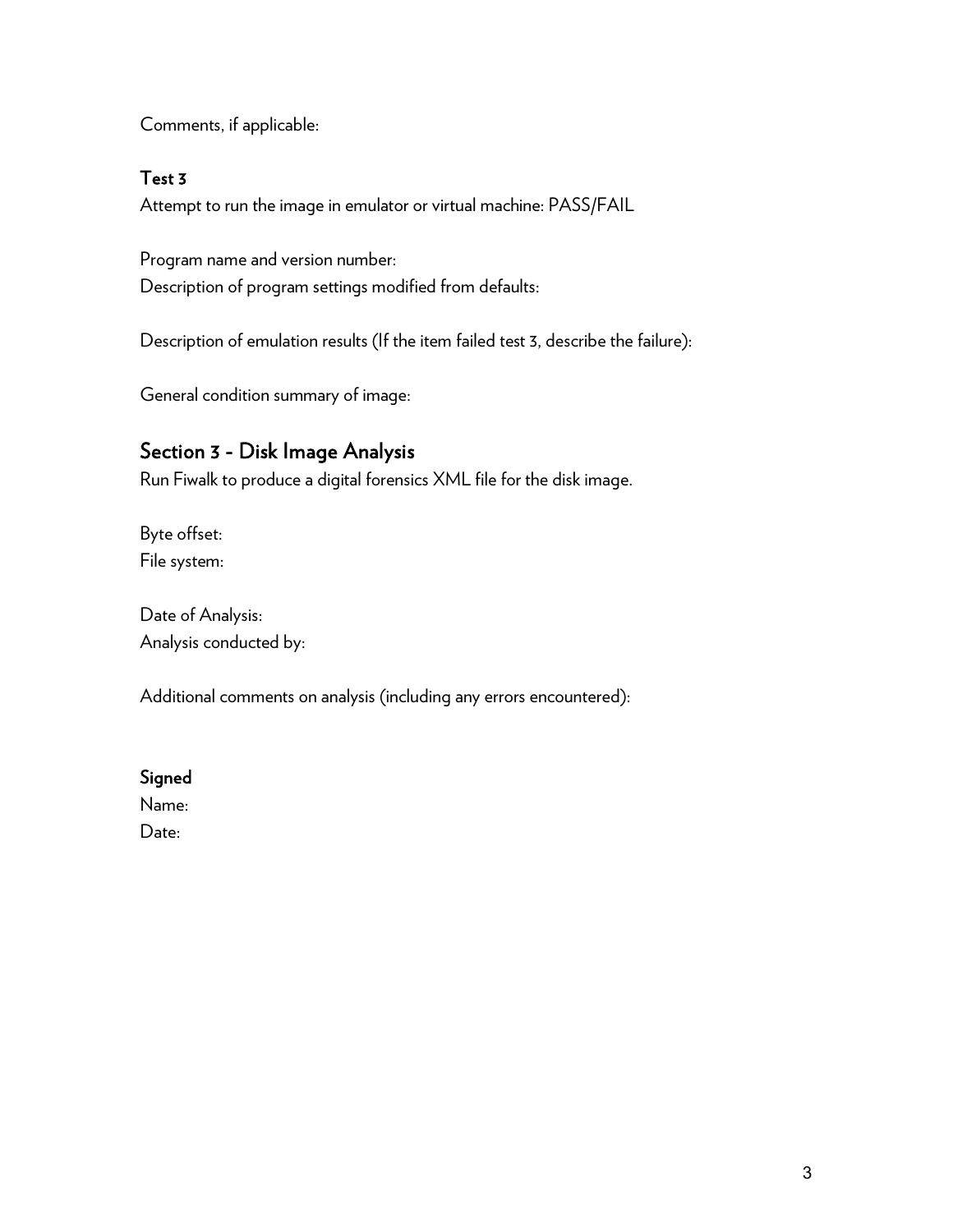Comments, if applicable:

**Test 3**

Attempt to run the image in emulator or virtual machine: PASS/FAIL

Program name and version number:

Description of program settings modified from defaults:

Description of emulation results (If the item failed test 3, describe the failure):

General condition summary of image:

## Section 3 - Disk Image Analysis

Run Fiwalk to produce a digital forensics XML file for the disk image.

Byte offset:

File system:

Date of Analysis:

Analysis conducted by:

Additional comments on analysis (including any errors encountered):

**Signed**

Name:

Date: